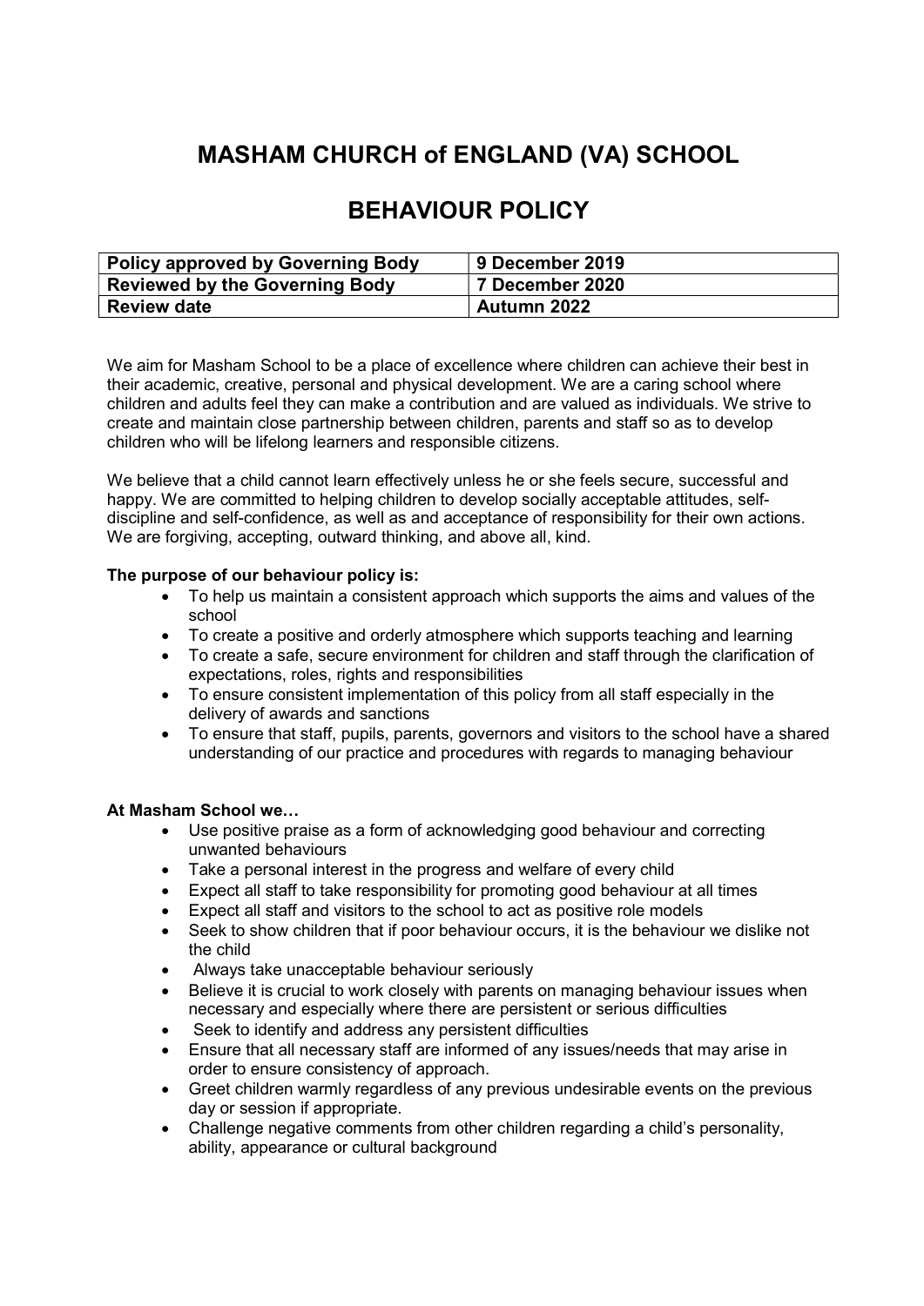# MASHAM CHURCH of ENGLAND (VA) SCHOOL

# BEHAVIOUR POLICY

| Policy approved by Governing Body | 9 December 2019 |
|---|---|
| Reviewed by the Governing Body | 7 December 2020 |
| Review date | Autumn 2022 |

We aim for Masham School to be a place of excellence where children can achieve their best in their academic, creative, personal and physical development. We are a caring school where children and adults feel they can make a contribution and are valued as individuals. We strive to create and maintain close partnership between children, parents and staff so as to develop children who will be lifelong learners and responsible citizens.

We believe that a child cannot learn effectively unless he or she feels secure, successful and happy. We are committed to helping children to develop socially acceptable attitudes, self-discipline and self-confidence, as well as and acceptance of responsibility for their own actions. We are forgiving, accepting, outward thinking, and above all, kind.

**The purpose of our behaviour policy is:**

- To help us maintain a consistent approach which supports the aims and values of the school
- To create a positive and orderly atmosphere which supports teaching and learning
- To create a safe, secure environment for children and staff through the clarification of expectations, roles, rights and responsibilities
- To ensure consistent implementation of this policy from all staff especially in the delivery of awards and sanctions
- To ensure that staff, pupils, parents, governors and visitors to the school have a shared understanding of our practice and procedures with regards to managing behaviour

**At Masham School we…**

- Use positive praise as a form of acknowledging good behaviour and correcting unwanted behaviours
- Take a personal interest in the progress and welfare of every child
- Expect all staff to take responsibility for promoting good behaviour at all times
- Expect all staff and visitors to the school to act as positive role models
- Seek to show children that if poor behaviour occurs, it is the behaviour we dislike not the child
- Always take unacceptable behaviour seriously
- Believe it is crucial to work closely with parents on managing behaviour issues when necessary and especially where there are persistent or serious difficulties
- Seek to identify and address any persistent difficulties
- Ensure that all necessary staff are informed of any issues/needs that may arise in order to ensure consistency of approach.
- Greet children warmly regardless of any previous undesirable events on the previous day or session if appropriate.
- Challenge negative comments from other children regarding a child's personality, ability, appearance or cultural background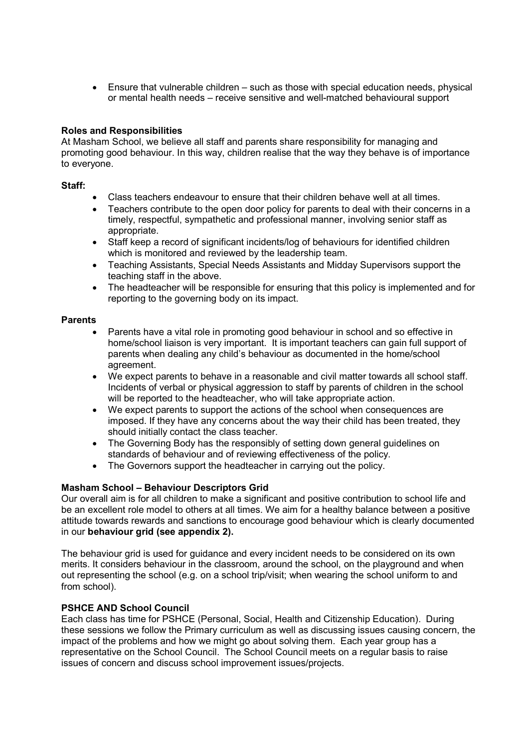- Ensure that vulnerable children – such as those with special education needs, physical or mental health needs – receive sensitive and well-matched behavioural support

**Roles and Responsibilities**
At Masham School, we believe all staff and parents share responsibility for managing and promoting good behaviour. In this way, children realise that the way they behave is of importance to everyone.

**Staff:**

- Class teachers endeavour to ensure that their children behave well at all times.
- Teachers contribute to the open door policy for parents to deal with their concerns in a timely, respectful, sympathetic and professional manner, involving senior staff as appropriate.
- Staff keep a record of significant incidents/log of behaviours for identified children which is monitored and reviewed by the leadership team.
- Teaching Assistants, Special Needs Assistants and Midday Supervisors support the teaching staff in the above.
- The headteacher will be responsible for ensuring that this policy is implemented and for reporting to the governing body on its impact.

**Parents**

- Parents have a vital role in promoting good behaviour in school and so effective in home/school liaison is very important. It is important teachers can gain full support of parents when dealing any child's behaviour as documented in the home/school agreement.
- We expect parents to behave in a reasonable and civil matter towards all school staff. Incidents of verbal or physical aggression to staff by parents of children in the school will be reported to the headteacher, who will take appropriate action.
- We expect parents to support the actions of the school when consequences are imposed. If they have any concerns about the way their child has been treated, they should initially contact the class teacher.
- The Governing Body has the responsibly of setting down general guidelines on standards of behaviour and of reviewing effectiveness of the policy.
- The Governors support the headteacher in carrying out the policy.

**Masham School – Behaviour Descriptors Grid**
Our overall aim is for all children to make a significant and positive contribution to school life and be an excellent role model to others at all times. We aim for a healthy balance between a positive attitude towards rewards and sanctions to encourage good behaviour which is clearly documented in our **behaviour grid (see appendix 2).**

The behaviour grid is used for guidance and every incident needs to be considered on its own merits. It considers behaviour in the classroom, around the school, on the playground and when out representing the school (e.g. on a school trip/visit; when wearing the school uniform to and from school).

**PSHCE AND School Council**
Each class has time for PSHCE (Personal, Social, Health and Citizenship Education). During these sessions we follow the Primary curriculum as well as discussing issues causing concern, the impact of the problems and how we might go about solving them. Each year group has a representative on the School Council. The School Council meets on a regular basis to raise issues of concern and discuss school improvement issues/projects.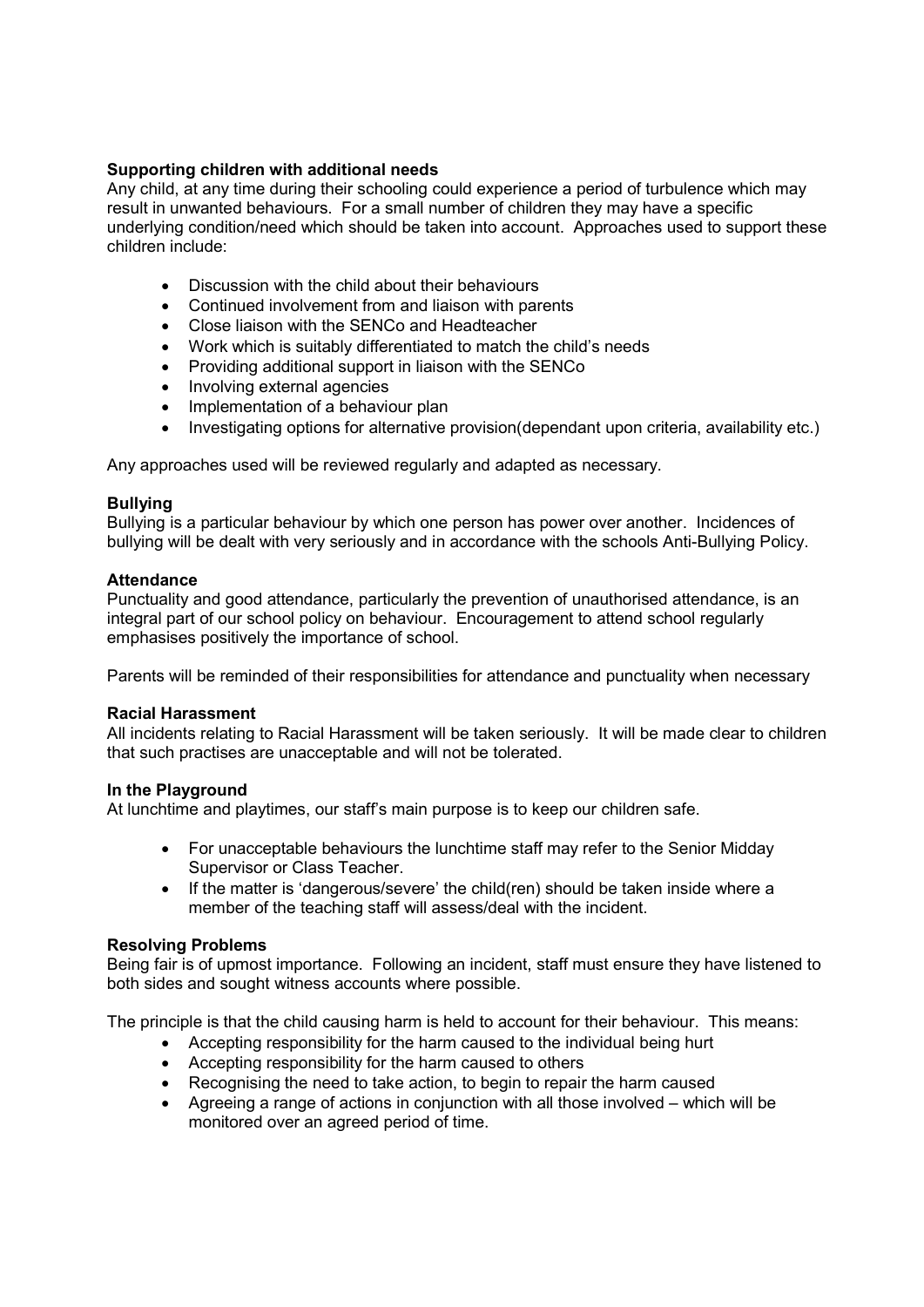**Supporting children with additional needs**

Any child, at any time during their schooling could experience a period of turbulence which may result in unwanted behaviours. For a small number of children they may have a specific underlying condition/need which should be taken into account. Approaches used to support these children include:

- Discussion with the child about their behaviours
- Continued involvement from and liaison with parents
- Close liaison with the SENCo and Headteacher
- Work which is suitably differentiated to match the child's needs
- Providing additional support in liaison with the SENCo
- Involving external agencies
- Implementation of a behaviour plan
- Investigating options for alternative provision(dependant upon criteria, availability etc.)

Any approaches used will be reviewed regularly and adapted as necessary.

**Bullying**

Bullying is a particular behaviour by which one person has power over another. Incidences of bullying will be dealt with very seriously and in accordance with the schools Anti-Bullying Policy.

**Attendance**

Punctuality and good attendance, particularly the prevention of unauthorised attendance, is an integral part of our school policy on behaviour. Encouragement to attend school regularly emphasises positively the importance of school.

Parents will be reminded of their responsibilities for attendance and punctuality when necessary

**Racial Harassment**

All incidents relating to Racial Harassment will be taken seriously. It will be made clear to children that such practises are unacceptable and will not be tolerated.

**In the Playground**

At lunchtime and playtimes, our staff's main purpose is to keep our children safe.

- For unacceptable behaviours the lunchtime staff may refer to the Senior Midday Supervisor or Class Teacher.
- If the matter is 'dangerous/severe' the child(ren) should be taken inside where a member of the teaching staff will assess/deal with the incident.

**Resolving Problems**

Being fair is of upmost importance. Following an incident, staff must ensure they have listened to both sides and sought witness accounts where possible.

The principle is that the child causing harm is held to account for their behaviour. This means:

- Accepting responsibility for the harm caused to the individual being hurt
- Accepting responsibility for the harm caused to others
- Recognising the need to take action, to begin to repair the harm caused
- Agreeing a range of actions in conjunction with all those involved – which will be monitored over an agreed period of time.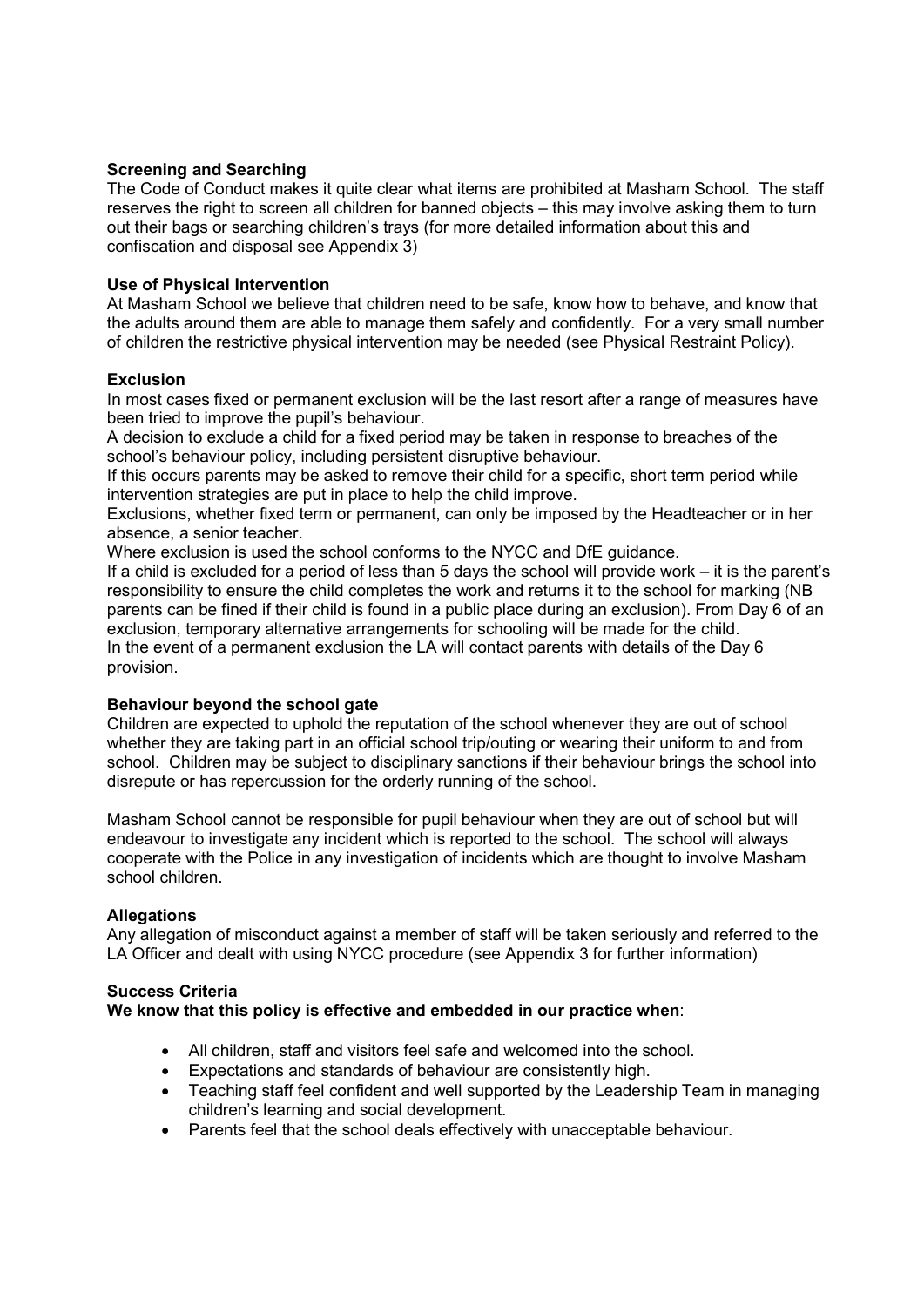**Screening and Searching**

The Code of Conduct makes it quite clear what items are prohibited at Masham School. The staff reserves the right to screen all children for banned objects – this may involve asking them to turn out their bags or searching children's trays (for more detailed information about this and confiscation and disposal see Appendix 3)

**Use of Physical Intervention**

At Masham School we believe that children need to be safe, know how to behave, and know that the adults around them are able to manage them safely and confidently. For a very small number of children the restrictive physical intervention may be needed (see Physical Restraint Policy).

**Exclusion**

In most cases fixed or permanent exclusion will be the last resort after a range of measures have been tried to improve the pupil's behaviour.

A decision to exclude a child for a fixed period may be taken in response to breaches of the school's behaviour policy, including persistent disruptive behaviour.

If this occurs parents may be asked to remove their child for a specific, short term period while intervention strategies are put in place to help the child improve.

Exclusions, whether fixed term or permanent, can only be imposed by the Headteacher or in her absence, a senior teacher.

Where exclusion is used the school conforms to the NYCC and DfE guidance.

If a child is excluded for a period of less than 5 days the school will provide work – it is the parent's responsibility to ensure the child completes the work and returns it to the school for marking (NB parents can be fined if their child is found in a public place during an exclusion). From Day 6 of an exclusion, temporary alternative arrangements for schooling will be made for the child.

In the event of a permanent exclusion the LA will contact parents with details of the Day 6 provision.

**Behaviour beyond the school gate**

Children are expected to uphold the reputation of the school whenever they are out of school whether they are taking part in an official school trip/outing or wearing their uniform to and from school. Children may be subject to disciplinary sanctions if their behaviour brings the school into disrepute or has repercussion for the orderly running of the school.

Masham School cannot be responsible for pupil behaviour when they are out of school but will endeavour to investigate any incident which is reported to the school. The school will always cooperate with the Police in any investigation of incidents which are thought to involve Masham school children.

**Allegations**

Any allegation of misconduct against a member of staff will be taken seriously and referred to the LA Officer and dealt with using NYCC procedure (see Appendix 3 for further information)

**Success Criteria**

**We know that this policy is effective and embedded in our practice when**:

- All children, staff and visitors feel safe and welcomed into the school.
- Expectations and standards of behaviour are consistently high.
- Teaching staff feel confident and well supported by the Leadership Team in managing children's learning and social development.
- Parents feel that the school deals effectively with unacceptable behaviour.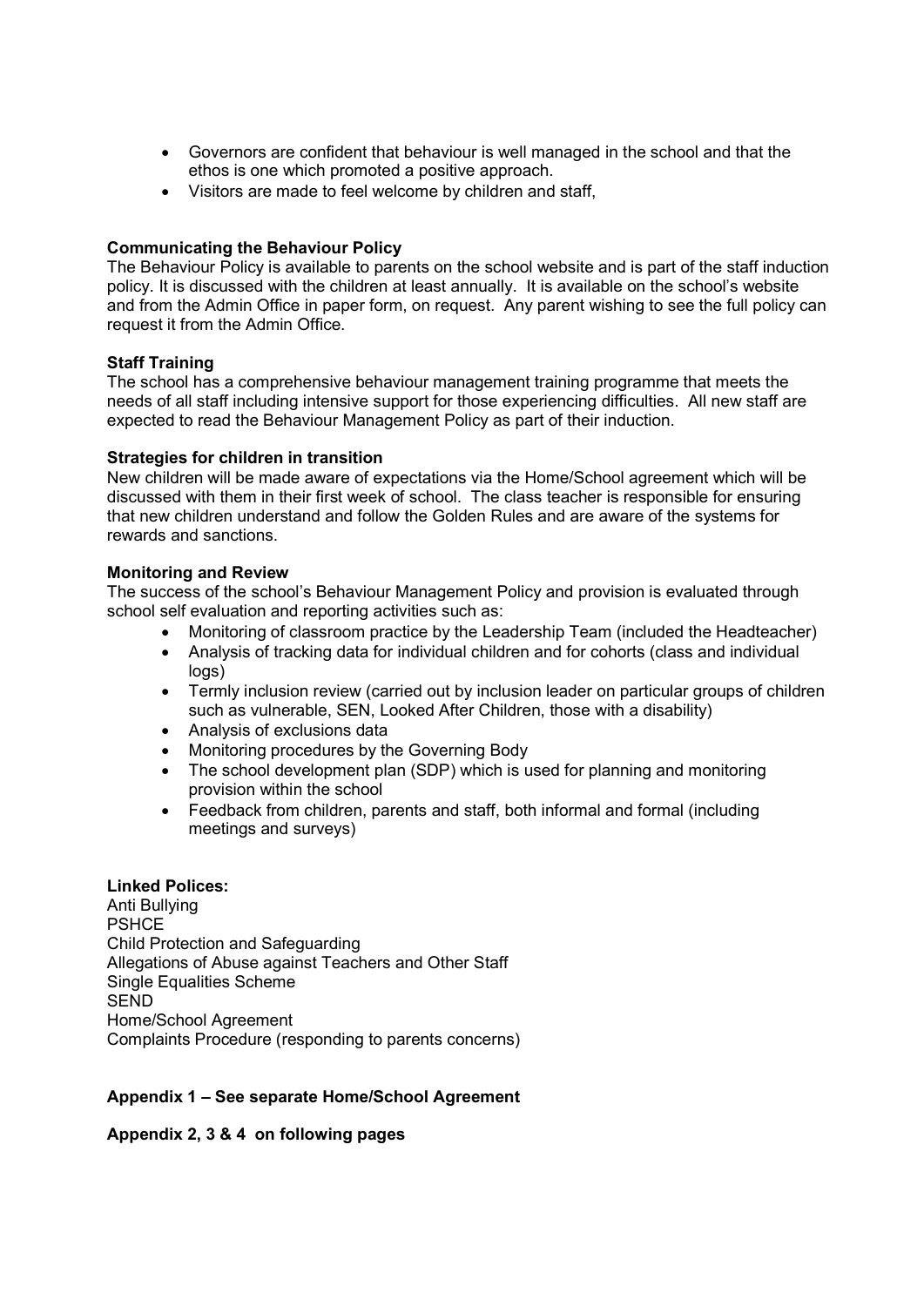- Governors are confident that behaviour is well managed in the school and that the ethos is one which promoted a positive approach.
- Visitors are made to feel welcome by children and staff,

**Communicating the Behaviour Policy**

The Behaviour Policy is available to parents on the school website and is part of the staff induction policy. It is discussed with the children at least annually. It is available on the school's website and from the Admin Office in paper form, on request. Any parent wishing to see the full policy can request it from the Admin Office.

**Staff Training**

The school has a comprehensive behaviour management training programme that meets the needs of all staff including intensive support for those experiencing difficulties. All new staff are expected to read the Behaviour Management Policy as part of their induction.

**Strategies for children in transition**

New children will be made aware of expectations via the Home/School agreement which will be discussed with them in their first week of school. The class teacher is responsible for ensuring that new children understand and follow the Golden Rules and are aware of the systems for rewards and sanctions.

**Monitoring and Review**

The success of the school's Behaviour Management Policy and provision is evaluated through school self evaluation and reporting activities such as:

- Monitoring of classroom practice by the Leadership Team (included the Headteacher)
- Analysis of tracking data for individual children and for cohorts (class and individual logs)
- Termly inclusion review (carried out by inclusion leader on particular groups of children such as vulnerable, SEN, Looked After Children, those with a disability)
- Analysis of exclusions data
- Monitoring procedures by the Governing Body
- The school development plan (SDP) which is used for planning and monitoring provision within the school
- Feedback from children, parents and staff, both informal and formal (including meetings and surveys)

**Linked Polices:**

Anti Bullying
PSHCE
Child Protection and Safeguarding
Allegations of Abuse against Teachers and Other Staff
Single Equalities Scheme
SEND
Home/School Agreement
Complaints Procedure (responding to parents concerns)

**Appendix 1 – See separate Home/School Agreement**

**Appendix 2, 3 & 4 on following pages**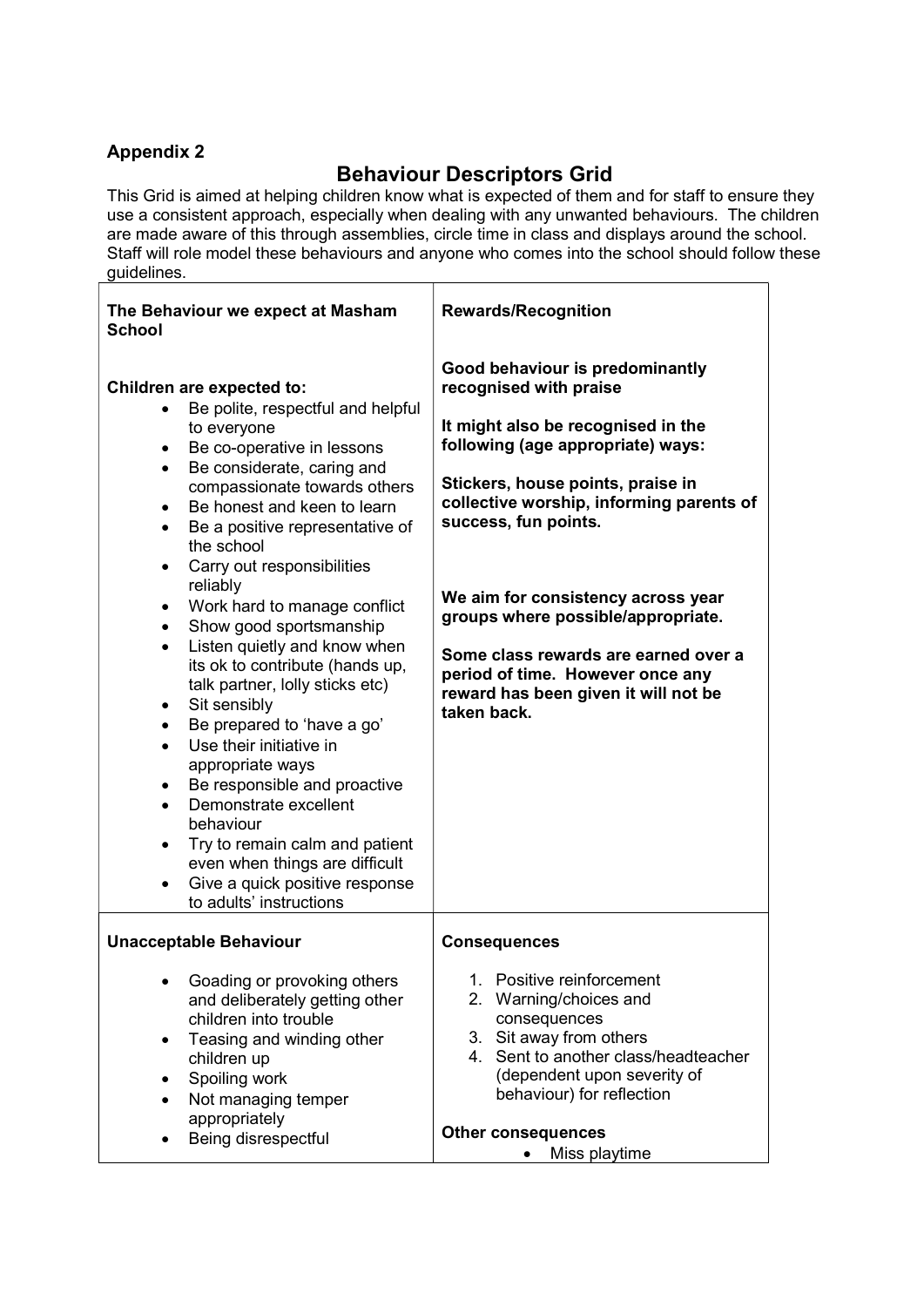**Appendix 2**

## Behaviour Descriptors Grid

This Grid is aimed at helping children know what is expected of them and for staff to ensure they use a consistent approach, especially when dealing with any unwanted behaviours. The children are made aware of this through assemblies, circle time in class and displays around the school. Staff will role model these behaviours and anyone who comes into the school should follow these guidelines.

| **The Behaviour we expect at Masham School** | **Rewards/Recognition** |
|---|---|
| **Children are expected to:**<br>• Be polite, respectful and helpful to everyone<br>• Be co-operative in lessons<br>• Be considerate, caring and compassionate towards others<br>• Be honest and keen to learn<br>• Be a positive representative of the school<br>• Carry out responsibilities reliably<br>• Work hard to manage conflict<br>• Show good sportsmanship<br>• Listen quietly and know when its ok to contribute (hands up, talk partner, lolly sticks etc)<br>• Sit sensibly<br>• Be prepared to 'have a go'<br>• Use their initiative in appropriate ways<br>• Be responsible and proactive<br>• Demonstrate excellent behaviour<br>• Try to remain calm and patient even when things are difficult<br>• Give a quick positive response to adults' instructions | **Good behaviour is predominantly recognised with praise**<br><br>**It might also be recognised in the following (age appropriate) ways:**<br><br>**Stickers, house points, praise in collective worship, informing parents of success, fun points.**<br><br>**We aim for consistency across year groups where possible/appropriate.**<br><br>**Some class rewards are earned over a period of time. However once any reward has been given it will not be taken back.** |
| **Unacceptable Behaviour** | **Consequences** |
| • Goading or provoking others and deliberately getting other children into trouble<br>• Teasing and winding other children up<br>• Spoiling work<br>• Not managing temper appropriately<br>• Being disrespectful | 1. Positive reinforcement<br>2. Warning/choices and consequences<br>3. Sit away from others<br>4. Sent to another class/headteacher (dependent upon severity of behaviour) for reflection<br><br>**Other consequences**<br>• Miss playtime |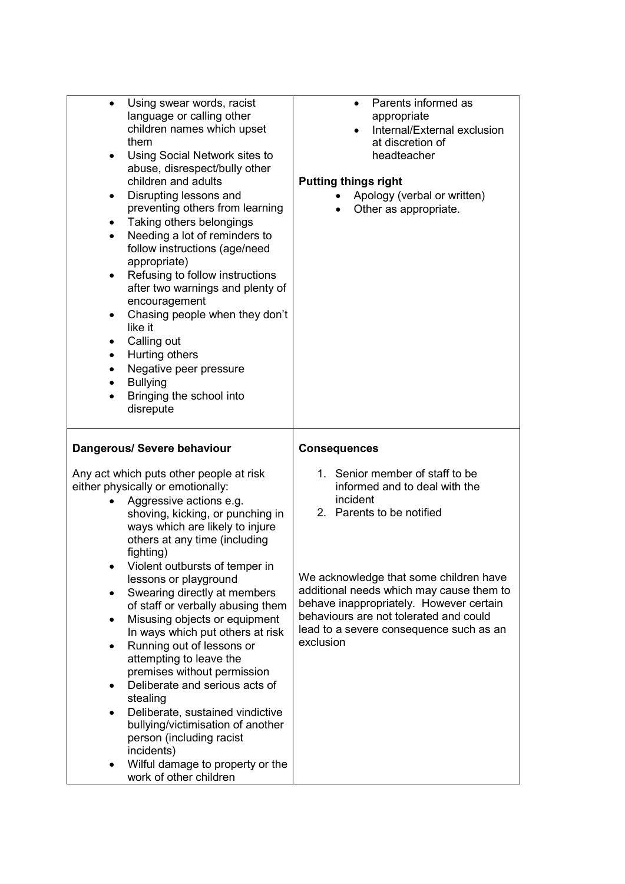| | |
|---|---|
| • Using swear words, racist language or calling other children names which upset them<br>• Using Social Network sites to abuse, disrespect/bully other children and adults<br>• Disrupting lessons and preventing others from learning<br>• Taking others belongings<br>• Needing a lot of reminders to follow instructions (age/need appropriate)<br>• Refusing to follow instructions after two warnings and plenty of encouragement<br>• Chasing people when they don't like it<br>• Calling out<br>• Hurting others<br>• Negative peer pressure<br>• Bullying<br>• Bringing the school into disrepute | • Parents informed as appropriate<br>• Internal/External exclusion at discretion of headteacher<br><br>**Putting things right**<br>• Apology (verbal or written)<br>• Other as appropriate. |
| **Dangerous/ Severe behaviour**<br><br>Any act which puts other people at risk either physically or emotionally:<br>• Aggressive actions e.g. shoving, kicking, or punching in ways which are likely to injure others at any time (including fighting)<br>• Violent outbursts of temper in lessons or playground<br>• Swearing directly at members of staff or verbally abusing them<br>• Misusing objects or equipment In ways which put others at risk<br>• Running out of lessons or attempting to leave the premises without permission<br>• Deliberate and serious acts of stealing<br>• Deliberate, sustained vindictive bullying/victimisation of another person (including racist incidents)<br>• Wilful damage to property or the work of other children | **Consequences**<br><br>1. Senior member of staff to be informed and to deal with the incident<br>2. Parents to be notified<br><br>We acknowledge that some children have additional needs which may cause them to behave inappropriately. However certain behaviours are not tolerated and could lead to a severe consequence such as an exclusion |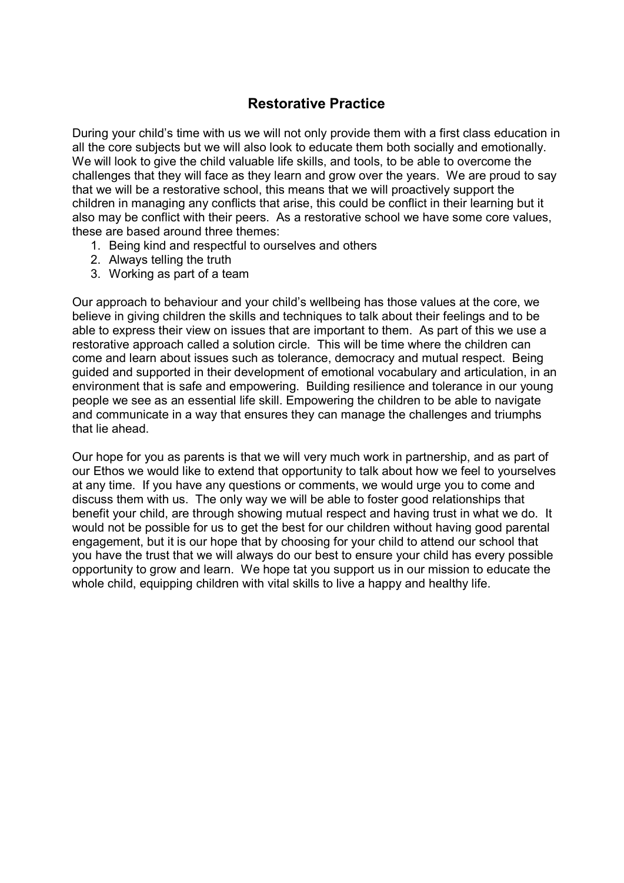## Restorative Practice

During your child's time with us we will not only provide them with a first class education in all the core subjects but we will also look to educate them both socially and emotionally. We will look to give the child valuable life skills, and tools, to be able to overcome the challenges that they will face as they learn and grow over the years. We are proud to say that we will be a restorative school, this means that we will proactively support the children in managing any conflicts that arise, this could be conflict in their learning but it also may be conflict with their peers. As a restorative school we have some core values, these are based around three themes:

1. Being kind and respectful to ourselves and others
2. Always telling the truth
3. Working as part of a team

Our approach to behaviour and your child's wellbeing has those values at the core, we believe in giving children the skills and techniques to talk about their feelings and to be able to express their view on issues that are important to them. As part of this we use a restorative approach called a solution circle. This will be time where the children can come and learn about issues such as tolerance, democracy and mutual respect. Being guided and supported in their development of emotional vocabulary and articulation, in an environment that is safe and empowering. Building resilience and tolerance in our young people we see as an essential life skill. Empowering the children to be able to navigate and communicate in a way that ensures they can manage the challenges and triumphs that lie ahead.

Our hope for you as parents is that we will very much work in partnership, and as part of our Ethos we would like to extend that opportunity to talk about how we feel to yourselves at any time. If you have any questions or comments, we would urge you to come and discuss them with us. The only way we will be able to foster good relationships that benefit your child, are through showing mutual respect and having trust in what we do. It would not be possible for us to get the best for our children without having good parental engagement, but it is our hope that by choosing for your child to attend our school that you have the trust that we will always do our best to ensure your child has every possible opportunity to grow and learn. We hope tat you support us in our mission to educate the whole child, equipping children with vital skills to live a happy and healthy life.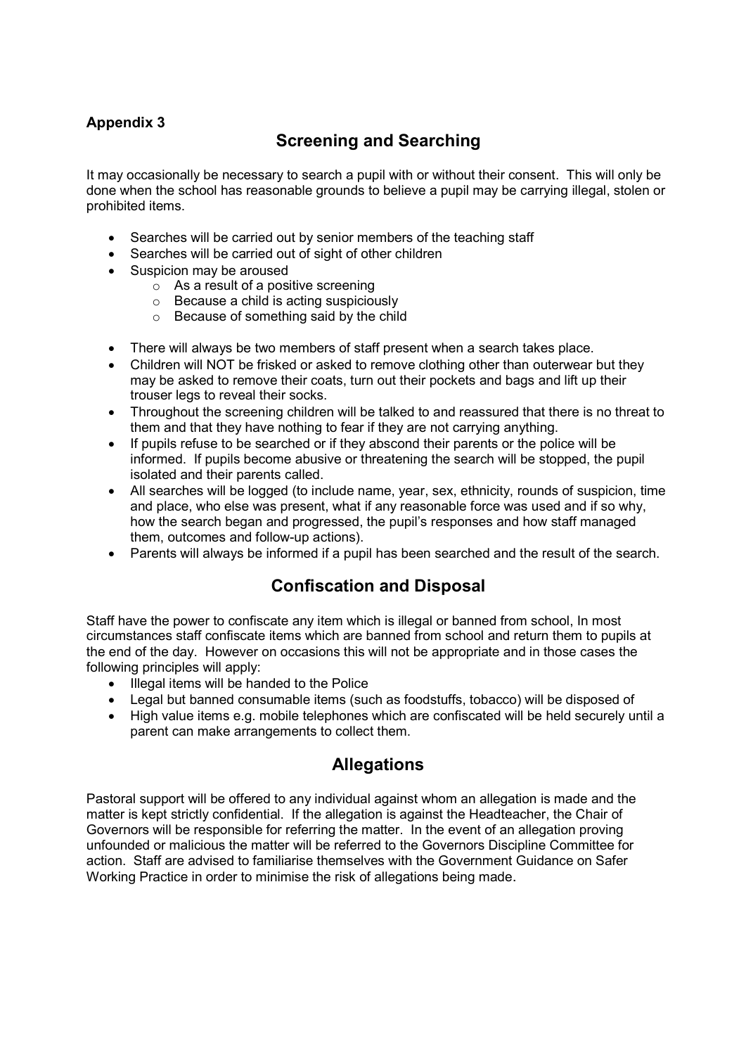**Appendix 3**

## Screening and Searching

It may occasionally be necessary to search a pupil with or without their consent. This will only be done when the school has reasonable grounds to believe a pupil may be carrying illegal, stolen or prohibited items.

- Searches will be carried out by senior members of the teaching staff
- Searches will be carried out of sight of other children
- Suspicion may be aroused
  - As a result of a positive screening
  - Because a child is acting suspiciously
  - Because of something said by the child

- There will always be two members of staff present when a search takes place.
- Children will NOT be frisked or asked to remove clothing other than outerwear but they may be asked to remove their coats, turn out their pockets and bags and lift up their trouser legs to reveal their socks.
- Throughout the screening children will be talked to and reassured that there is no threat to them and that they have nothing to fear if they are not carrying anything.
- If pupils refuse to be searched or if they abscond their parents or the police will be informed. If pupils become abusive or threatening the search will be stopped, the pupil isolated and their parents called.
- All searches will be logged (to include name, year, sex, ethnicity, rounds of suspicion, time and place, who else was present, what if any reasonable force was used and if so why, how the search began and progressed, the pupil's responses and how staff managed them, outcomes and follow-up actions).
- Parents will always be informed if a pupil has been searched and the result of the search.

## Confiscation and Disposal

Staff have the power to confiscate any item which is illegal or banned from school, In most circumstances staff confiscate items which are banned from school and return them to pupils at the end of the day. However on occasions this will not be appropriate and in those cases the following principles will apply:

- Illegal items will be handed to the Police
- Legal but banned consumable items (such as foodstuffs, tobacco) will be disposed of
- High value items e.g. mobile telephones which are confiscated will be held securely until a parent can make arrangements to collect them.

## Allegations

Pastoral support will be offered to any individual against whom an allegation is made and the matter is kept strictly confidential. If the allegation is against the Headteacher, the Chair of Governors will be responsible for referring the matter. In the event of an allegation proving unfounded or malicious the matter will be referred to the Governors Discipline Committee for action. Staff are advised to familiarise themselves with the Government Guidance on Safer Working Practice in order to minimise the risk of allegations being made.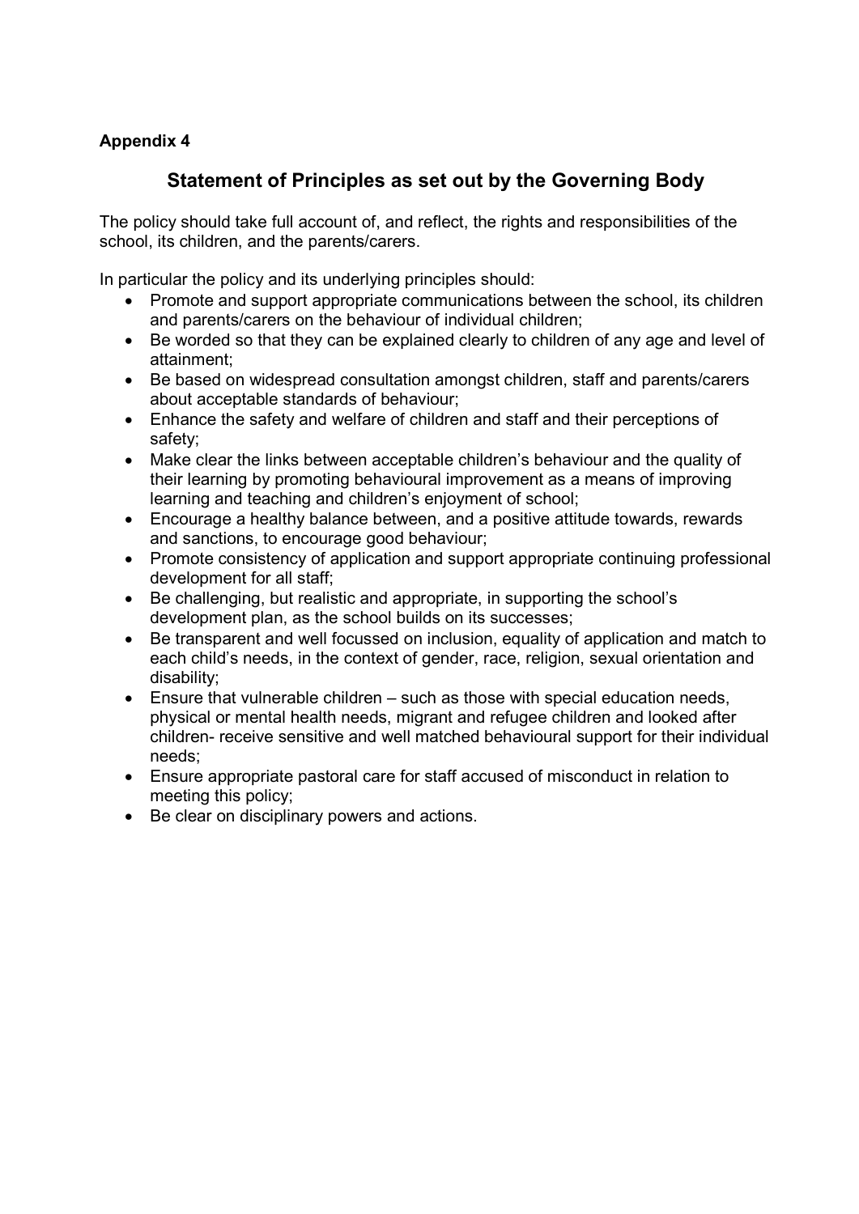**Appendix 4**

## Statement of Principles as set out by the Governing Body

The policy should take full account of, and reflect, the rights and responsibilities of the school, its children, and the parents/carers.

In particular the policy and its underlying principles should:

- Promote and support appropriate communications between the school, its children and parents/carers on the behaviour of individual children;
- Be worded so that they can be explained clearly to children of any age and level of attainment;
- Be based on widespread consultation amongst children, staff and parents/carers about acceptable standards of behaviour;
- Enhance the safety and welfare of children and staff and their perceptions of safety;
- Make clear the links between acceptable children's behaviour and the quality of their learning by promoting behavioural improvement as a means of improving learning and teaching and children's enjoyment of school;
- Encourage a healthy balance between, and a positive attitude towards, rewards and sanctions, to encourage good behaviour;
- Promote consistency of application and support appropriate continuing professional development for all staff;
- Be challenging, but realistic and appropriate, in supporting the school's development plan, as the school builds on its successes;
- Be transparent and well focussed on inclusion, equality of application and match to each child's needs, in the context of gender, race, religion, sexual orientation and disability;
- Ensure that vulnerable children – such as those with special education needs, physical or mental health needs, migrant and refugee children and looked after children- receive sensitive and well matched behavioural support for their individual needs;
- Ensure appropriate pastoral care for staff accused of misconduct in relation to meeting this policy;
- Be clear on disciplinary powers and actions.